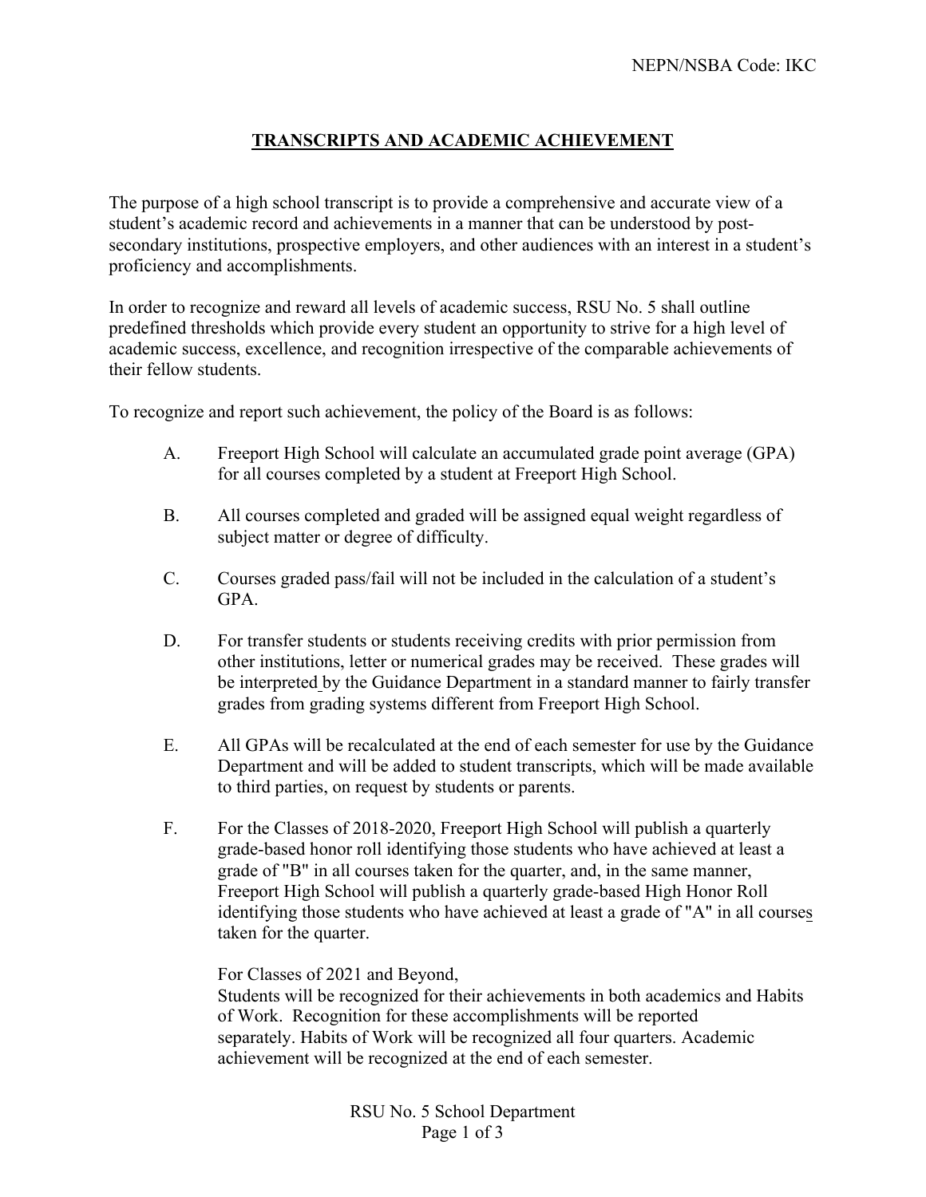NEPN/NSBA Code: IKC

# TRANSCRIPTS AND ACADEMIC ACHIEVEMENT

The purpose of a high school transcript is to provide a comprehensive and accurate view of a student's academic record and achievements in a manner that can be understood by post-secondary institutions, prospective employers, and other audiences with an interest in a student's proficiency and accomplishments.

In order to recognize and reward all levels of academic success, RSU No. 5 shall outline predefined thresholds which provide every student an opportunity to strive for a high level of academic success, excellence, and recognition irrespective of the comparable achievements of their fellow students.

To recognize and report such achievement, the policy of the Board is as follows:

A. Freeport High School will calculate an accumulated grade point average (GPA) for all courses completed by a student at Freeport High School.

B. All courses completed and graded will be assigned equal weight regardless of subject matter or degree of difficulty.

C. Courses graded pass/fail will not be included in the calculation of a student's GPA.

D. For transfer students or students receiving credits with prior permission from other institutions, letter or numerical grades may be received. These grades will be interpreted by the Guidance Department in a standard manner to fairly transfer grades from grading systems different from Freeport High School.

E. All GPAs will be recalculated at the end of each semester for use by the Guidance Department and will be added to student transcripts, which will be made available to third parties, on request by students or parents.

F. For the Classes of 2018-2020, Freeport High School will publish a quarterly grade-based honor roll identifying those students who have achieved at least a grade of "B" in all courses taken for the quarter, and, in the same manner, Freeport High School will publish a quarterly grade-based High Honor Roll identifying those students who have achieved at least a grade of "A" in all courses taken for the quarter.

   For Classes of 2021 and Beyond,
   Students will be recognized for their achievements in both academics and Habits of Work. Recognition for these accomplishments will be reported separately. Habits of Work will be recognized all four quarters. Academic achievement will be recognized at the end of each semester.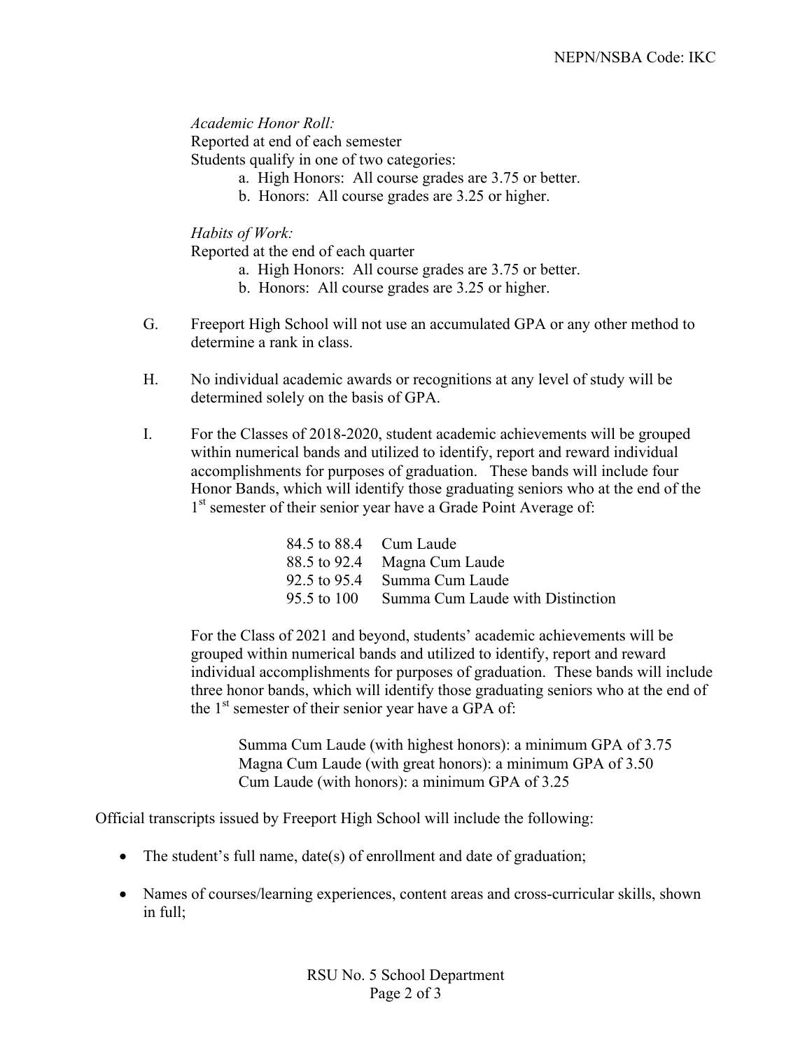*Academic Honor Roll:*
Reported at end of each semester
Students qualify in one of two categories:

a. High Honors: All course grades are 3.75 or better.
b. Honors: All course grades are 3.25 or higher.

*Habits of Work:*
Reported at the end of each quarter

a. High Honors: All course grades are 3.75 or better.
b. Honors: All course grades are 3.25 or higher.

G. Freeport High School will not use an accumulated GPA or any other method to determine a rank in class.

H. No individual academic awards or recognitions at any level of study will be determined solely on the basis of GPA.

I. For the Classes of 2018-2020, student academic achievements will be grouped within numerical bands and utilized to identify, report and reward individual accomplishments for purposes of graduation. These bands will include four Honor Bands, which will identify those graduating seniors who at the end of the 1st semester of their senior year have a Grade Point Average of:

| | |
|---|---|
| 84.5 to 88.4 | Cum Laude |
| 88.5 to 92.4 | Magna Cum Laude |
| 92.5 to 95.4 | Summa Cum Laude |
| 95.5 to 100 | Summa Cum Laude with Distinction |

For the Class of 2021 and beyond, students' academic achievements will be grouped within numerical bands and utilized to identify, report and reward individual accomplishments for purposes of graduation. These bands will include three honor bands, which will identify those graduating seniors who at the end of the 1st semester of their senior year have a GPA of:

Summa Cum Laude (with highest honors): a minimum GPA of 3.75
Magna Cum Laude (with great honors): a minimum GPA of 3.50
Cum Laude (with honors): a minimum GPA of 3.25

Official transcripts issued by Freeport High School will include the following:

- The student's full name, date(s) of enrollment and date of graduation;
- Names of courses/learning experiences, content areas and cross-curricular skills, shown in full;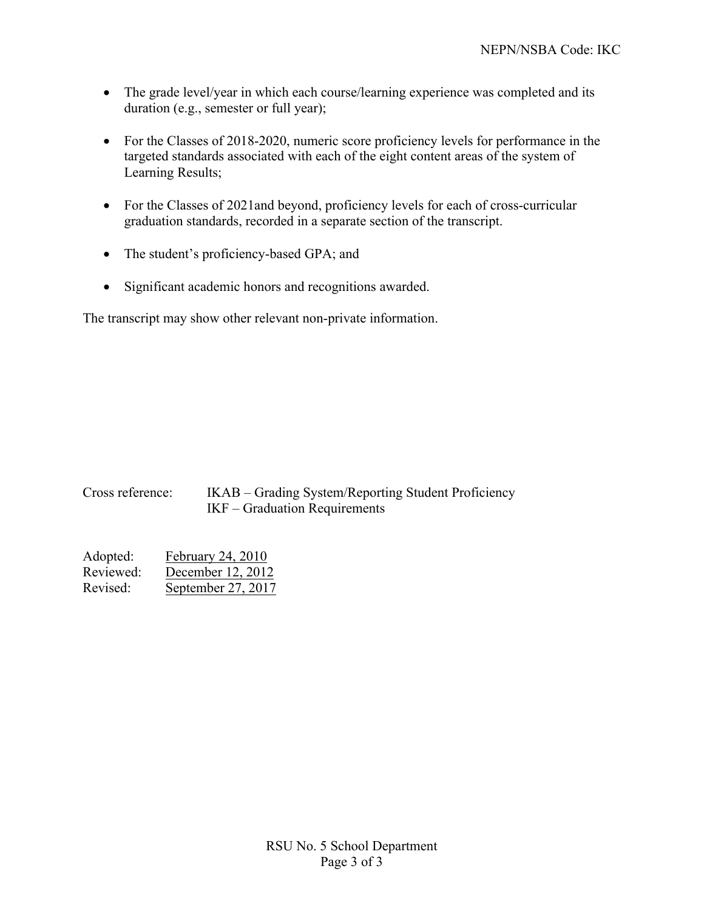- The grade level/year in which each course/learning experience was completed and its duration (e.g., semester or full year);

- For the Classes of 2018-2020, numeric score proficiency levels for performance in the targeted standards associated with each of the eight content areas of the system of Learning Results;

- For the Classes of 2021and beyond, proficiency levels for each of cross-curricular graduation standards, recorded in a separate section of the transcript.

- The student's proficiency-based GPA; and

- Significant academic honors and recognitions awarded.

The transcript may show other relevant non-private information.

Cross reference: IKAB – Grading System/Reporting Student Proficiency
IKF – Graduation Requirements

Adopted: February 24, 2010
Reviewed: December 12, 2012
Revised: September 27, 2017